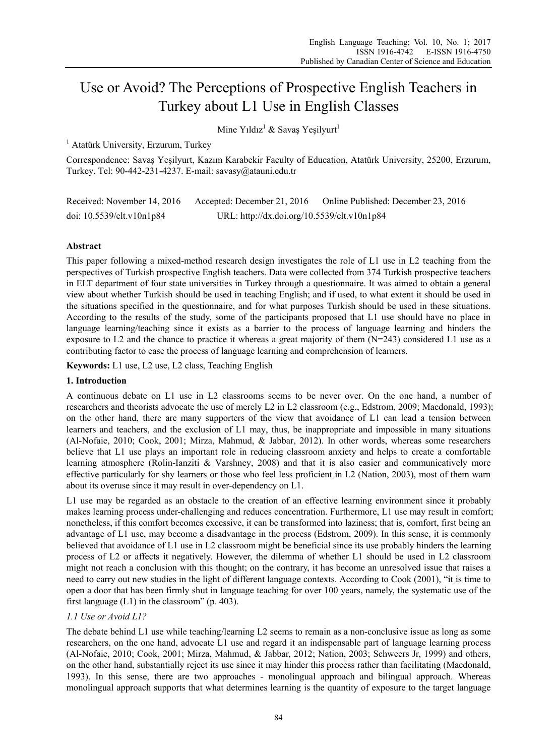# Use or Avoid? The Perceptions of Prospective English Teachers in Turkey about L1 Use in English Classes

Mine Yıldız[1] & Savaş Yeşilyurt[1]

[1] Atatürk University, Erzurum, Turkey

Correspondence: Savaş Yeşilyurt, Kazım Karabekir Faculty of Education, Atatürk University, 25200, Erzurum, Turkey. Tel: 90-442-231-4237. E-mail: savasy@atauni.edu.tr

Received: November 14, 2016 Accepted: December 21, 2016 Online Published: December 23, 2016

doi: 10.5539/elt.v10n1p84 URL: http://dx.doi.org/10.5539/elt.v10n1p84

**Abstract**

This paper following a mixed-method research design investigates the role of L1 use in L2 teaching from the perspectives of Turkish prospective English teachers. Data were collected from 374 Turkish prospective teachers in ELT department of four state universities in Turkey through a questionnaire. It was aimed to obtain a general view about whether Turkish should be used in teaching English; and if used, to what extent it should be used in the situations specified in the questionnaire, and for what purposes Turkish should be used in these situations. According to the results of the study, some of the participants proposed that L1 use should have no place in language learning/teaching since it exists as a barrier to the process of language learning and hinders the exposure to L2 and the chance to practice it whereas a great majority of them (N=243) considered L1 use as a contributing factor to ease the process of language learning and comprehension of learners.

**Keywords:** L1 use, L2 use, L2 class, Teaching English

## 1. Introduction

A continuous debate on L1 use in L2 classrooms seems to be never over. On the one hand, a number of researchers and theorists advocate the use of merely L2 in L2 classroom (e.g., Edstrom, 2009; Macdonald, 1993); on the other hand, there are many supporters of the view that avoidance of L1 can lead a tension between learners and teachers, and the exclusion of L1 may, thus, be inappropriate and impossible in many situations (Al-Nofaie, 2010; Cook, 2001; Mirza, Mahmud, & Jabbar, 2012). In other words, whereas some researchers believe that L1 use plays an important role in reducing classroom anxiety and helps to create a comfortable learning atmosphere (Rolin-Ianziti & Varshney, 2008) and that it is also easier and communicatively more effective particularly for shy learners or those who feel less proficient in L2 (Nation, 2003), most of them warn about its overuse since it may result in over-dependency on L1.

L1 use may be regarded as an obstacle to the creation of an effective learning environment since it probably makes learning process under-challenging and reduces concentration. Furthermore, L1 use may result in comfort; nonetheless, if this comfort becomes excessive, it can be transformed into laziness; that is, comfort, first being an advantage of L1 use, may become a disadvantage in the process (Edstrom, 2009). In this sense, it is commonly believed that avoidance of L1 use in L2 classroom might be beneficial since its use probably hinders the learning process of L2 or affects it negatively. However, the dilemma of whether L1 should be used in L2 classroom might not reach a conclusion with this thought; on the contrary, it has become an unresolved issue that raises a need to carry out new studies in the light of different language contexts. According to Cook (2001), "it is time to open a door that has been firmly shut in language teaching for over 100 years, namely, the systematic use of the first language (L1) in the classroom" (p. 403).

### *1.1 Use or Avoid L1?*

The debate behind L1 use while teaching/learning L2 seems to remain as a non-conclusive issue as long as some researchers, on the one hand, advocate L1 use and regard it an indispensable part of language learning process (Al-Nofaie, 2010; Cook, 2001; Mirza, Mahmud, & Jabbar, 2012; Nation, 2003; Schweers Jr, 1999) and others, on the other hand, substantially reject its use since it may hinder this process rather than facilitating (Macdonald, 1993). In this sense, there are two approaches - monolingual approach and bilingual approach. Whereas monolingual approach supports that what determines learning is the quantity of exposure to the target language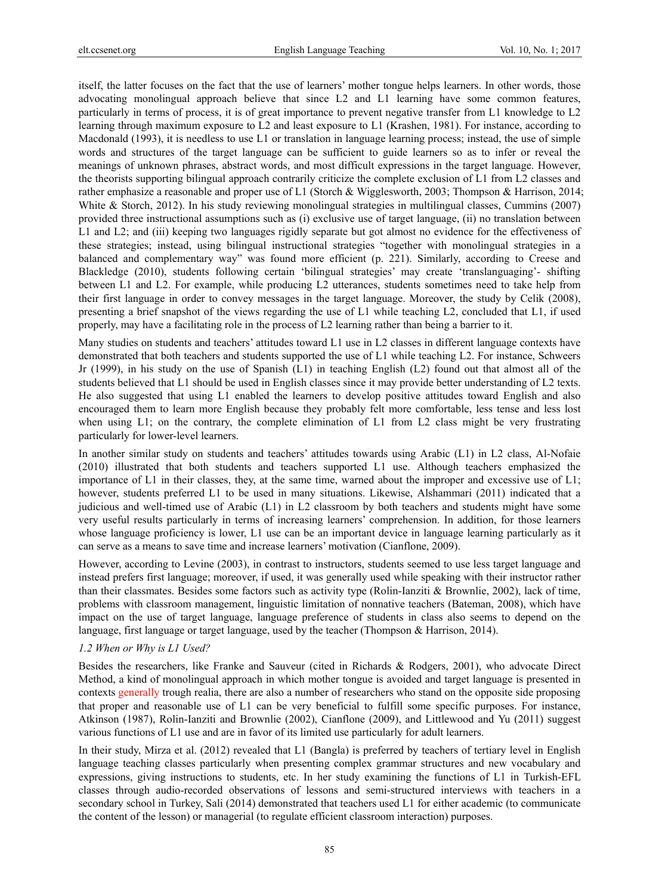itself, the latter focuses on the fact that the use of learners' mother tongue helps learners. In other words, those advocating monolingual approach believe that since L2 and L1 learning have some common features, particularly in terms of process, it is of great importance to prevent negative transfer from L1 knowledge to L2 learning through maximum exposure to L2 and least exposure to L1 (Krashen, 1981). For instance, according to Macdonald (1993), it is needless to use L1 or translation in language learning process; instead, the use of simple words and structures of the target language can be sufficient to guide learners so as to infer or reveal the meanings of unknown phrases, abstract words, and most difficult expressions in the target language. However, the theorists supporting bilingual approach contrarily criticize the complete exclusion of L1 from L2 classes and rather emphasize a reasonable and proper use of L1 (Storch & Wigglesworth, 2003; Thompson & Harrison, 2014; White & Storch, 2012). In his study reviewing monolingual strategies in multilingual classes, Cummins (2007) provided three instructional assumptions such as (i) exclusive use of target language, (ii) no translation between L1 and L2; and (iii) keeping two languages rigidly separate but got almost no evidence for the effectiveness of these strategies; instead, using bilingual instructional strategies "together with monolingual strategies in a balanced and complementary way" was found more efficient (p. 221). Similarly, according to Creese and Blackledge (2010), students following certain 'bilingual strategies' may create 'translanguaging'- shifting between L1 and L2. For example, while producing L2 utterances, students sometimes need to take help from their first language in order to convey messages in the target language. Moreover, the study by Celik (2008), presenting a brief snapshot of the views regarding the use of L1 while teaching L2, concluded that L1, if used properly, may have a facilitating role in the process of L2 learning rather than being a barrier to it.

Many studies on students and teachers' attitudes toward L1 use in L2 classes in different language contexts have demonstrated that both teachers and students supported the use of L1 while teaching L2. For instance, Schweers Jr (1999), in his study on the use of Spanish (L1) in teaching English (L2) found out that almost all of the students believed that L1 should be used in English classes since it may provide better understanding of L2 texts. He also suggested that using L1 enabled the learners to develop positive attitudes toward English and also encouraged them to learn more English because they probably felt more comfortable, less tense and less lost when using L1; on the contrary, the complete elimination of L1 from L2 class might be very frustrating particularly for lower-level learners.

In another similar study on students and teachers' attitudes towards using Arabic (L1) in L2 class, Al-Nofaie (2010) illustrated that both students and teachers supported L1 use. Although teachers emphasized the importance of L1 in their classes, they, at the same time, warned about the improper and excessive use of L1; however, students preferred L1 to be used in many situations. Likewise, Alshammari (2011) indicated that a judicious and well-timed use of Arabic (L1) in L2 classroom by both teachers and students might have some very useful results particularly in terms of increasing learners' comprehension. In addition, for those learners whose language proficiency is lower, L1 use can be an important device in language learning particularly as it can serve as a means to save time and increase learners' motivation (Cianflone, 2009).

However, according to Levine (2003), in contrast to instructors, students seemed to use less target language and instead prefers first language; moreover, if used, it was generally used while speaking with their instructor rather than their classmates. Besides some factors such as activity type (Rolin-Ianziti & Brownlie, 2002), lack of time, problems with classroom management, linguistic limitation of nonnative teachers (Bateman, 2008), which have impact on the use of target language, language preference of students in class also seems to depend on the language, first language or target language, used by the teacher (Thompson & Harrison, 2014).

### *1.2 When or Why is L1 Used?*

Besides the researchers, like Franke and Sauveur (cited in Richards & Rodgers, 2001), who advocate Direct Method, a kind of monolingual approach in which mother tongue is avoided and target language is presented in contexts generally trough realia, there are also a number of researchers who stand on the opposite side proposing that proper and reasonable use of L1 can be very beneficial to fulfill some specific purposes. For instance, Atkinson (1987), Rolin-Ianziti and Brownlie (2002), Cianflone (2009), and Littlewood and Yu (2011) suggest various functions of L1 use and are in favor of its limited use particularly for adult learners.

In their study, Mirza et al. (2012) revealed that L1 (Bangla) is preferred by teachers of tertiary level in English language teaching classes particularly when presenting complex grammar structures and new vocabulary and expressions, giving instructions to students, etc. In her study examining the functions of L1 in Turkish-EFL classes through audio-recorded observations of lessons and semi-structured interviews with teachers in a secondary school in Turkey, Sali (2014) demonstrated that teachers used L1 for either academic (to communicate the content of the lesson) or managerial (to regulate efficient classroom interaction) purposes.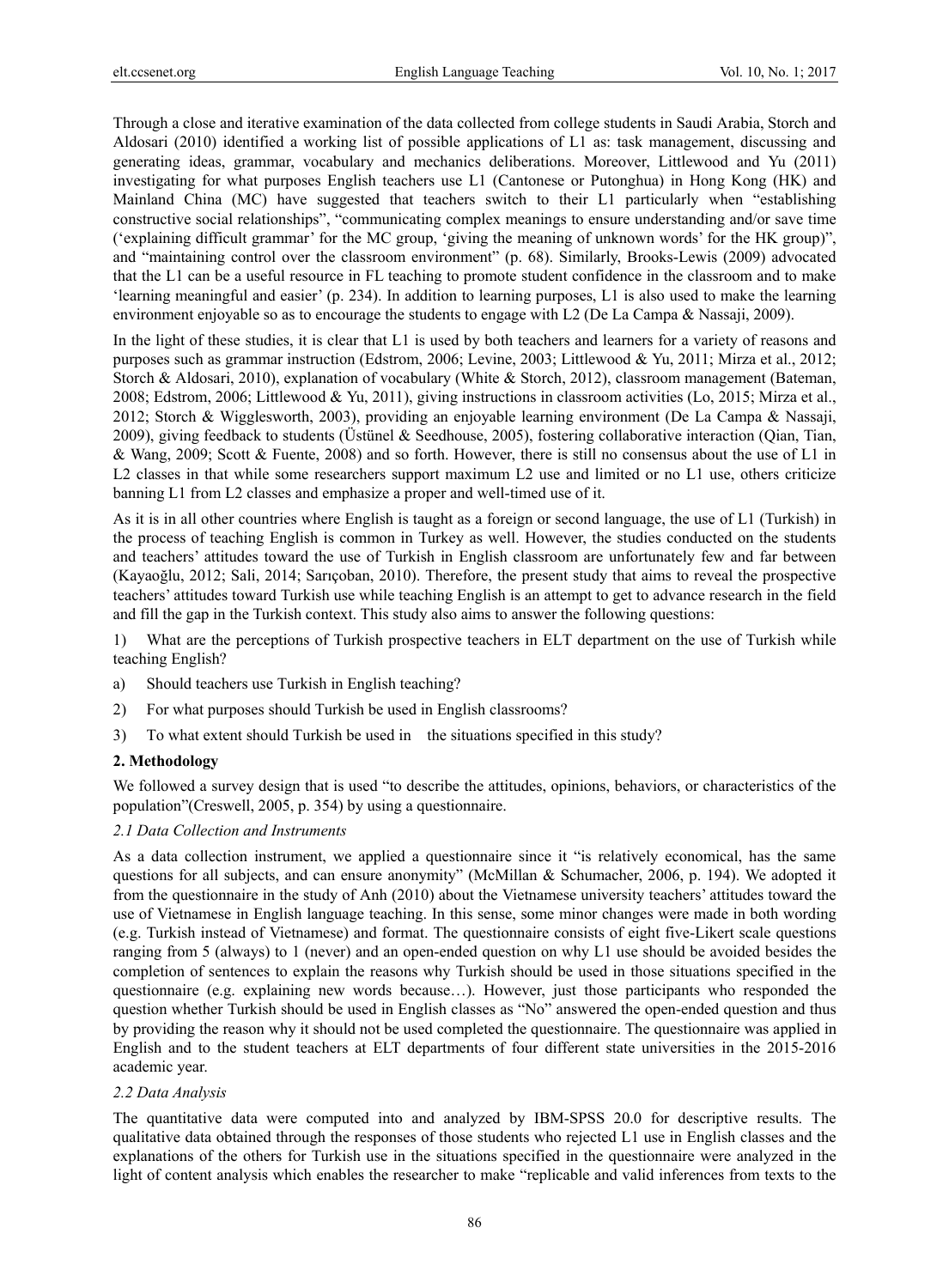Through a close and iterative examination of the data collected from college students in Saudi Arabia, Storch and Aldosari (2010) identified a working list of possible applications of L1 as: task management, discussing and generating ideas, grammar, vocabulary and mechanics deliberations. Moreover, Littlewood and Yu (2011) investigating for what purposes English teachers use L1 (Cantonese or Putonghua) in Hong Kong (HK) and Mainland China (MC) have suggested that teachers switch to their L1 particularly when "establishing constructive social relationships", "communicating complex meanings to ensure understanding and/or save time ('explaining difficult grammar' for the MC group, 'giving the meaning of unknown words' for the HK group)", and "maintaining control over the classroom environment" (p. 68). Similarly, Brooks-Lewis (2009) advocated that the L1 can be a useful resource in FL teaching to promote student confidence in the classroom and to make 'learning meaningful and easier' (p. 234). In addition to learning purposes, L1 is also used to make the learning environment enjoyable so as to encourage the students to engage with L2 (De La Campa & Nassaji, 2009).

In the light of these studies, it is clear that L1 is used by both teachers and learners for a variety of reasons and purposes such as grammar instruction (Edstrom, 2006; Levine, 2003; Littlewood & Yu, 2011; Mirza et al., 2012; Storch & Aldosari, 2010), explanation of vocabulary (White & Storch, 2012), classroom management (Bateman, 2008; Edstrom, 2006; Littlewood & Yu, 2011), giving instructions in classroom activities (Lo, 2015; Mirza et al., 2012; Storch & Wigglesworth, 2003), providing an enjoyable learning environment (De La Campa & Nassaji, 2009), giving feedback to students (Üstünel & Seedhouse, 2005), fostering collaborative interaction (Qian, Tian, & Wang, 2009; Scott & Fuente, 2008) and so forth. However, there is still no consensus about the use of L1 in L2 classes in that while some researchers support maximum L2 use and limited or no L1 use, others criticize banning L1 from L2 classes and emphasize a proper and well-timed use of it.

As it is in all other countries where English is taught as a foreign or second language, the use of L1 (Turkish) in the process of teaching English is common in Turkey as well. However, the studies conducted on the students and teachers' attitudes toward the use of Turkish in English classroom are unfortunately few and far between (Kayaoğlu, 2012; Sali, 2014; Sarıçoban, 2010). Therefore, the present study that aims to reveal the prospective teachers' attitudes toward Turkish use while teaching English is an attempt to get to advance research in the field and fill the gap in the Turkish context. This study also aims to answer the following questions:

1) What are the perceptions of Turkish prospective teachers in ELT department on the use of Turkish while teaching English?

a) Should teachers use Turkish in English teaching?

2) For what purposes should Turkish be used in English classrooms?

3) To what extent should Turkish be used in the situations specified in this study?

## 2. Methodology

We followed a survey design that is used "to describe the attitudes, opinions, behaviors, or characteristics of the population"(Creswell, 2005, p. 354) by using a questionnaire.

### *2.1 Data Collection and Instruments*

As a data collection instrument, we applied a questionnaire since it "is relatively economical, has the same questions for all subjects, and can ensure anonymity" (McMillan & Schumacher, 2006, p. 194). We adopted it from the questionnaire in the study of Anh (2010) about the Vietnamese university teachers' attitudes toward the use of Vietnamese in English language teaching. In this sense, some minor changes were made in both wording (e.g. Turkish instead of Vietnamese) and format. The questionnaire consists of eight five-Likert scale questions ranging from 5 (always) to 1 (never) and an open-ended question on why L1 use should be avoided besides the completion of sentences to explain the reasons why Turkish should be used in those situations specified in the questionnaire (e.g. explaining new words because…). However, just those participants who responded the question whether Turkish should be used in English classes as "No" answered the open-ended question and thus by providing the reason why it should not be used completed the questionnaire. The questionnaire was applied in English and to the student teachers at ELT departments of four different state universities in the 2015-2016 academic year.

### *2.2 Data Analysis*

The quantitative data were computed into and analyzed by IBM-SPSS 20.0 for descriptive results. The qualitative data obtained through the responses of those students who rejected L1 use in English classes and the explanations of the others for Turkish use in the situations specified in the questionnaire were analyzed in the light of content analysis which enables the researcher to make "replicable and valid inferences from texts to the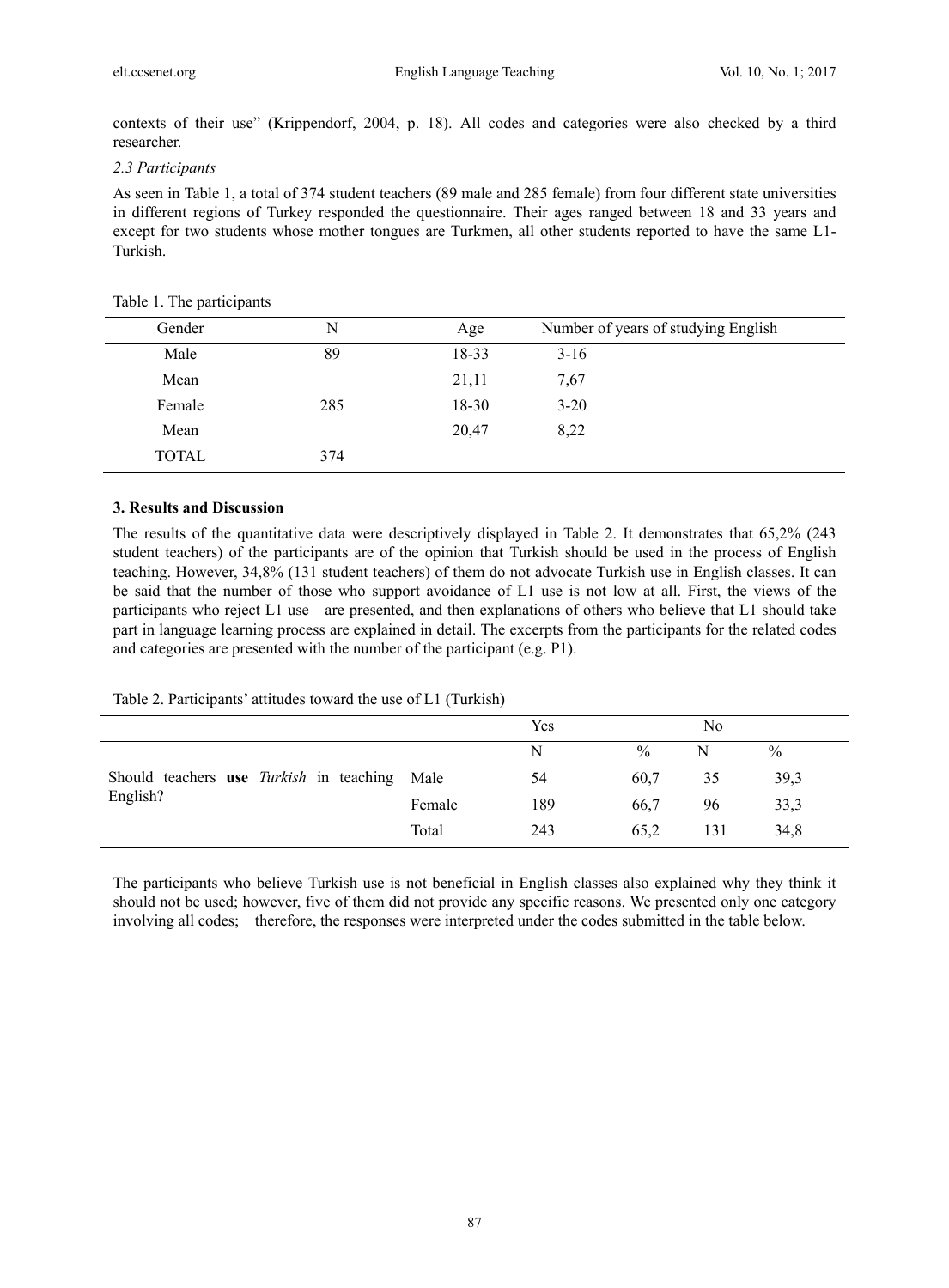contexts of their use" (Krippendorf, 2004, p. 18). All codes and categories were also checked by a third researcher.

### *2.3 Participants*

As seen in Table 1, a total of 374 student teachers (89 male and 285 female) from four different state universities in different regions of Turkey responded the questionnaire. Their ages ranged between 18 and 33 years and except for two students whose mother tongues are Turkmen, all other students reported to have the same L1-Turkish.

Table 1. The participants

| Gender | N | Age | Number of years of studying English |
|---|---|---|---|
| Male | 89 | 18-33 | 3-16 |
| Mean | | 21,11 | 7,67 |
| Female | 285 | 18-30 | 3-20 |
| Mean | | 20,47 | 8,22 |
| TOTAL | 374 | | |

## 3. Results and Discussion

The results of the quantitative data were descriptively displayed in Table 2. It demonstrates that 65,2% (243 student teachers) of the participants are of the opinion that Turkish should be used in the process of English teaching. However, 34,8% (131 student teachers) of them do not advocate Turkish use in English classes. It can be said that the number of those who support avoidance of L1 use is not low at all. First, the views of the participants who reject L1 use are presented, and then explanations of others who believe that L1 should take part in language learning process are explained in detail. The excerpts from the participants for the related codes and categories are presented with the number of the participant (e.g. P1).

Table 2. Participants' attitudes toward the use of L1 (Turkish)

| | | Yes | | No | |
|---|---|---|---|---|---|
| | | N | % | N | % |
| Should teachers **use** *Turkish* in teaching English? | Male | 54 | 60,7 | 35 | 39,3 |
| | Female | 189 | 66,7 | 96 | 33,3 |
| | Total | 243 | 65,2 | 131 | 34,8 |

The participants who believe Turkish use is not beneficial in English classes also explained why they think it should not be used; however, five of them did not provide any specific reasons. We presented only one category involving all codes; therefore, the responses were interpreted under the codes submitted in the table below.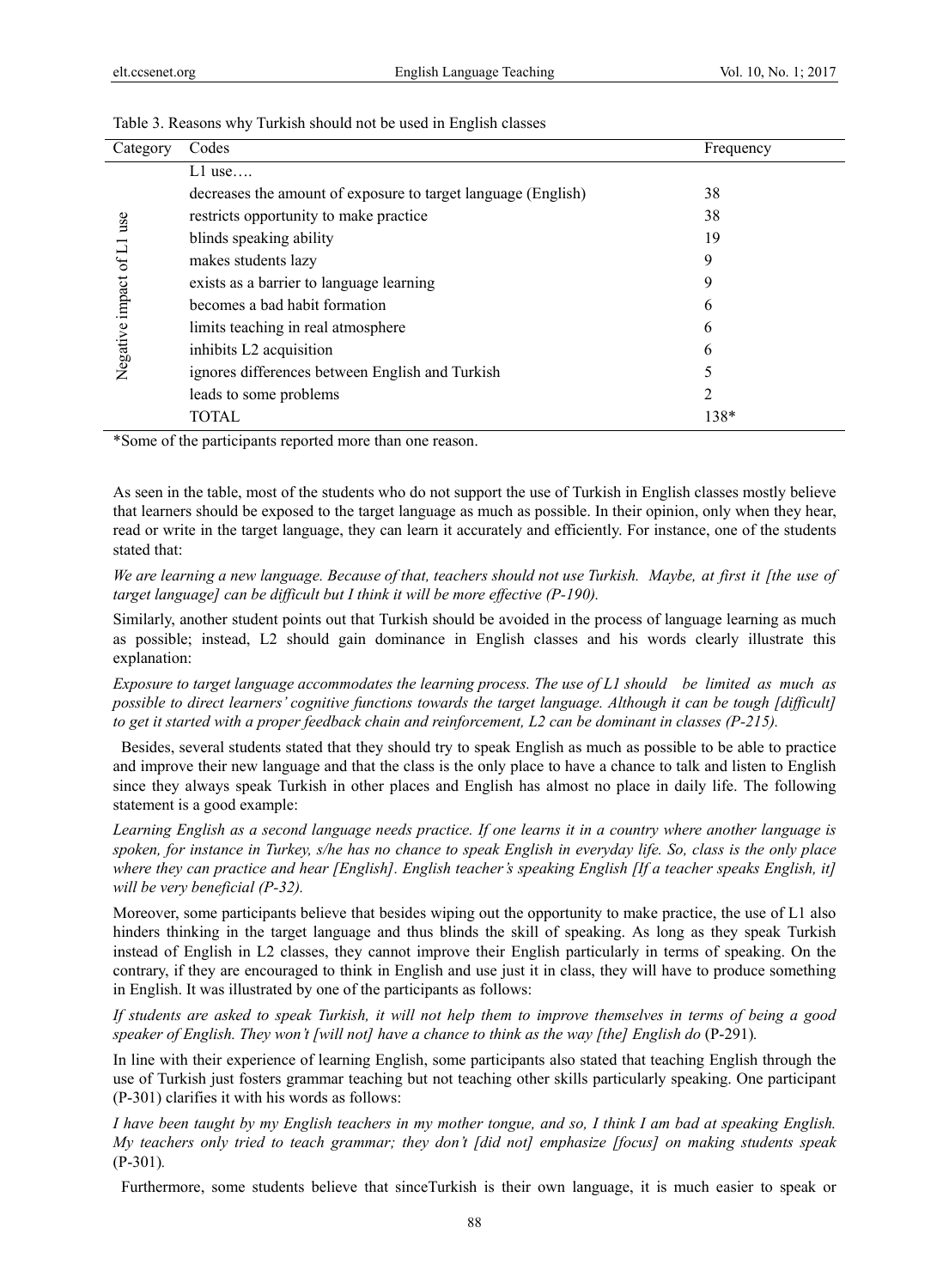Table 3. Reasons why Turkish should not be used in English classes

| Category | Codes | Frequency |
|---|---|---|
| Negative impact of L1 use | L1 use…. | |
| | decreases the amount of exposure to target language (English) | 38 |
| | restricts opportunity to make practice | 38 |
| | blinds speaking ability | 19 |
| | makes students lazy | 9 |
| | exists as a barrier to language learning | 9 |
| | becomes a bad habit formation | 6 |
| | limits teaching in real atmosphere | 6 |
| | inhibits L2 acquisition | 6 |
| | ignores differences between English and Turkish | 5 |
| | leads to some problems | 2 |
| | TOTAL | 138* |

*Some of the participants reported more than one reason.

As seen in the table, most of the students who do not support the use of Turkish in English classes mostly believe that learners should be exposed to the target language as much as possible. In their opinion, only when they hear, read or write in the target language, they can learn it accurately and efficiently. For instance, one of the students stated that:

*We are learning a new language. Because of that, teachers should not use Turkish. Maybe, at first it [the use of target language] can be difficult but I think it will be more effective (P-190).*

Similarly, another student points out that Turkish should be avoided in the process of language learning as much as possible; instead, L2 should gain dominance in English classes and his words clearly illustrate this explanation:

*Exposure to target language accommodates the learning process. The use of L1 should be limited as much as possible to direct learners' cognitive functions towards the target language. Although it can be tough [difficult] to get it started with a proper feedback chain and reinforcement, L2 can be dominant in classes (P-215).*

Besides, several students stated that they should try to speak English as much as possible to be able to practice and improve their new language and that the class is the only place to have a chance to talk and listen to English since they always speak Turkish in other places and English has almost no place in daily life. The following statement is a good example:

*Learning English as a second language needs practice. If one learns it in a country where another language is spoken, for instance in Turkey, s/he has no chance to speak English in everyday life. So, class is the only place where they can practice and hear [English]. English teacher's speaking English [If a teacher speaks English, it] will be very beneficial (P-32).*

Moreover, some participants believe that besides wiping out the opportunity to make practice, the use of L1 also hinders thinking in the target language and thus blinds the skill of speaking. As long as they speak Turkish instead of English in L2 classes, they cannot improve their English particularly in terms of speaking. On the contrary, if they are encouraged to think in English and use just it in class, they will have to produce something in English. It was illustrated by one of the participants as follows:

*If students are asked to speak Turkish, it will not help them to improve themselves in terms of being a good speaker of English. They won't [will not] have a chance to think as the way [the] English do* (P-291).

In line with their experience of learning English, some participants also stated that teaching English through the use of Turkish just fosters grammar teaching but not teaching other skills particularly speaking. One participant (P-301) clarifies it with his words as follows:

*I have been taught by my English teachers in my mother tongue, and so, I think I am bad at speaking English. My teachers only tried to teach grammar; they don't [did not] emphasize [focus] on making students speak* (P-301).

Furthermore, some students believe that sinceTurkish is their own language, it is much easier to speak or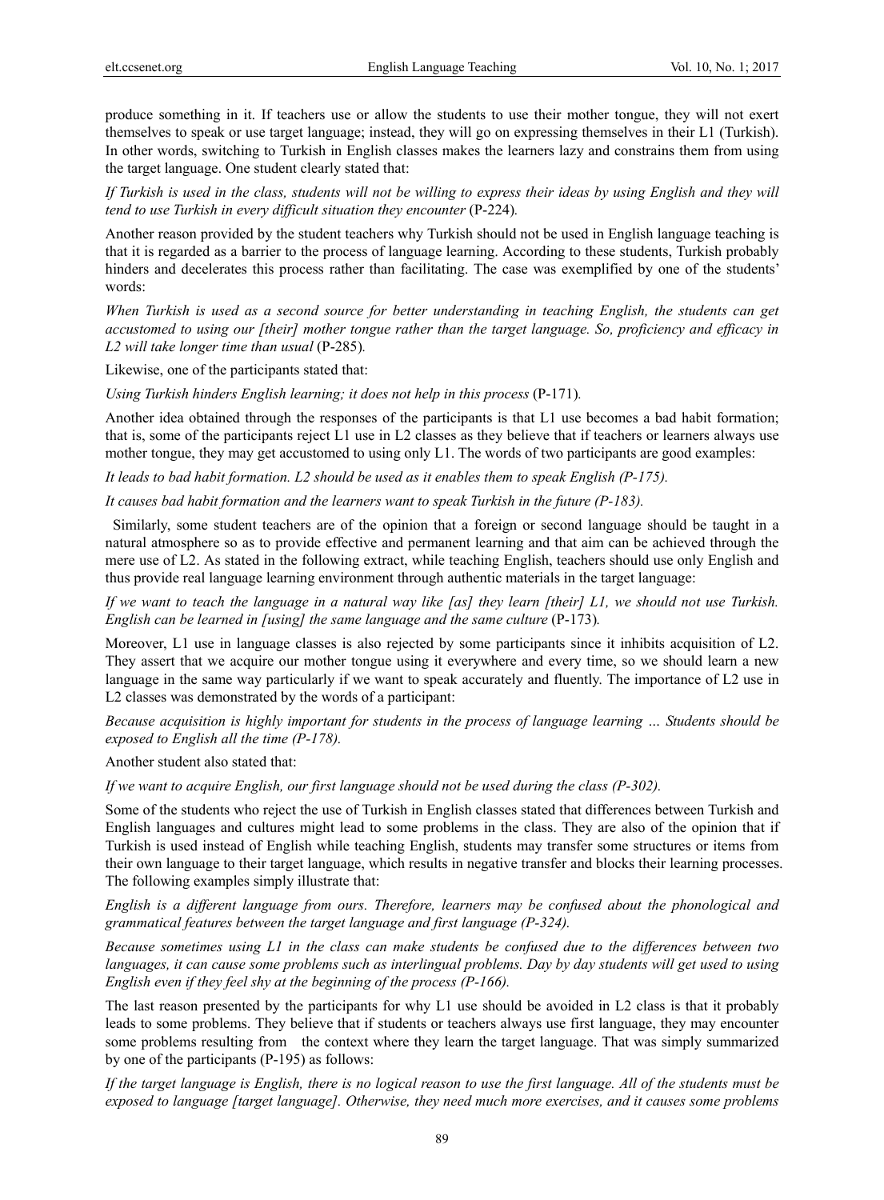produce something in it. If teachers use or allow the students to use their mother tongue, they will not exert themselves to speak or use target language; instead, they will go on expressing themselves in their L1 (Turkish). In other words, switching to Turkish in English classes makes the learners lazy and constrains them from using the target language. One student clearly stated that:

*If Turkish is used in the class, students will not be willing to express their ideas by using English and they will tend to use Turkish in every difficult situation they encounter* (P-224)*.*

Another reason provided by the student teachers why Turkish should not be used in English language teaching is that it is regarded as a barrier to the process of language learning. According to these students, Turkish probably hinders and decelerates this process rather than facilitating. The case was exemplified by one of the students' words:

*When Turkish is used as a second source for better understanding in teaching English, the students can get accustomed to using our [their] mother tongue rather than the target language. So, proficiency and efficacy in L2 will take longer time than usual* (P-285)*.*

Likewise, one of the participants stated that:

*Using Turkish hinders English learning; it does not help in this process* (P-171)*.*

Another idea obtained through the responses of the participants is that L1 use becomes a bad habit formation; that is, some of the participants reject L1 use in L2 classes as they believe that if teachers or learners always use mother tongue, they may get accustomed to using only L1. The words of two participants are good examples:

*It leads to bad habit formation. L2 should be used as it enables them to speak English (P-175).*

*It causes bad habit formation and the learners want to speak Turkish in the future (P-183).*

Similarly, some student teachers are of the opinion that a foreign or second language should be taught in a natural atmosphere so as to provide effective and permanent learning and that aim can be achieved through the mere use of L2. As stated in the following extract, while teaching English, teachers should use only English and thus provide real language learning environment through authentic materials in the target language:

*If we want to teach the language in a natural way like [as] they learn [their] L1, we should not use Turkish. English can be learned in [using] the same language and the same culture* (P-173)*.*

Moreover, L1 use in language classes is also rejected by some participants since it inhibits acquisition of L2. They assert that we acquire our mother tongue using it everywhere and every time, so we should learn a new language in the same way particularly if we want to speak accurately and fluently. The importance of L2 use in L2 classes was demonstrated by the words of a participant:

*Because acquisition is highly important for students in the process of language learning … Students should be exposed to English all the time (P-178).*

Another student also stated that:

*If we want to acquire English, our first language should not be used during the class (P-302).*

Some of the students who reject the use of Turkish in English classes stated that differences between Turkish and English languages and cultures might lead to some problems in the class. They are also of the opinion that if Turkish is used instead of English while teaching English, students may transfer some structures or items from their own language to their target language, which results in negative transfer and blocks their learning processes. The following examples simply illustrate that:

*English is a different language from ours. Therefore, learners may be confused about the phonological and grammatical features between the target language and first language (P-324).*

*Because sometimes using L1 in the class can make students be confused due to the differences between two languages, it can cause some problems such as interlingual problems. Day by day students will get used to using English even if they feel shy at the beginning of the process (P-166).*

The last reason presented by the participants for why L1 use should be avoided in L2 class is that it probably leads to some problems. They believe that if students or teachers always use first language, they may encounter some problems resulting from the context where they learn the target language. That was simply summarized by one of the participants (P-195) as follows:

*If the target language is English, there is no logical reason to use the first language. All of the students must be exposed to language [target language]. Otherwise, they need much more exercises, and it causes some problems*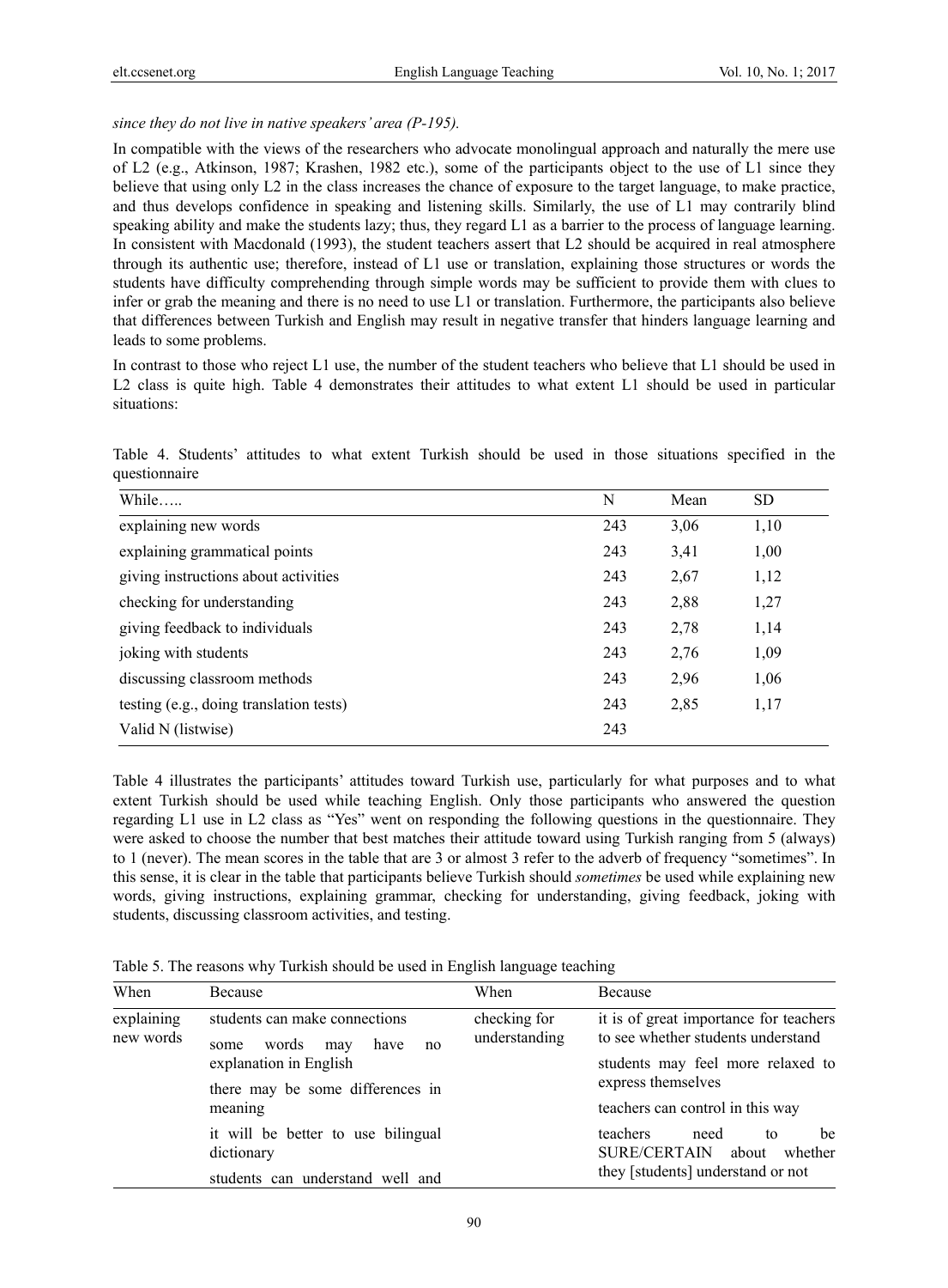*since they do not live in native speakers' area (P-195).*

In compatible with the views of the researchers who advocate monolingual approach and naturally the mere use of L2 (e.g., Atkinson, 1987; Krashen, 1982 etc.), some of the participants object to the use of L1 since they believe that using only L2 in the class increases the chance of exposure to the target language, to make practice, and thus develops confidence in speaking and listening skills. Similarly, the use of L1 may contrarily blind speaking ability and make the students lazy; thus, they regard L1 as a barrier to the process of language learning. In consistent with Macdonald (1993), the student teachers assert that L2 should be acquired in real atmosphere through its authentic use; therefore, instead of L1 use or translation, explaining those structures or words the students have difficulty comprehending through simple words may be sufficient to provide them with clues to infer or grab the meaning and there is no need to use L1 or translation. Furthermore, the participants also believe that differences between Turkish and English may result in negative transfer that hinders language learning and leads to some problems.

In contrast to those who reject L1 use, the number of the student teachers who believe that L1 should be used in L2 class is quite high. Table 4 demonstrates their attitudes to what extent L1 should be used in particular situations:

Table 4. Students' attitudes to what extent Turkish should be used in those situations specified in the questionnaire

| While….. | N | Mean | SD |
|---|---|---|---|
| explaining new words | 243 | 3,06 | 1,10 |
| explaining grammatical points | 243 | 3,41 | 1,00 |
| giving instructions about activities | 243 | 2,67 | 1,12 |
| checking for understanding | 243 | 2,88 | 1,27 |
| giving feedback to individuals | 243 | 2,78 | 1,14 |
| joking with students | 243 | 2,76 | 1,09 |
| discussing classroom methods | 243 | 2,96 | 1,06 |
| testing (e.g., doing translation tests) | 243 | 2,85 | 1,17 |
| Valid N (listwise) | 243 | | |

Table 4 illustrates the participants' attitudes toward Turkish use, particularly for what purposes and to what extent Turkish should be used while teaching English. Only those participants who answered the question regarding L1 use in L2 class as "Yes" went on responding the following questions in the questionnaire. They were asked to choose the number that best matches their attitude toward using Turkish ranging from 5 (always) to 1 (never). The mean scores in the table that are 3 or almost 3 refer to the adverb of frequency "sometimes". In this sense, it is clear in the table that participants believe Turkish should *sometimes* be used while explaining new words, giving instructions, explaining grammar, checking for understanding, giving feedback, joking with students, discussing classroom activities, and testing.

Table 5. The reasons why Turkish should be used in English language teaching

| When | Because | When | Because |
|---|---|---|---|
| explaining new words | students can make connections<br>some words may have no explanation in English<br>there may be some differences in meaning<br>it will be better to use bilingual dictionary<br>students can understand well and | checking for understanding | it is of great importance for teachers to see whether students understand<br>students may feel more relaxed to express themselves<br>teachers can control in this way<br>teachers need to be SURE/CERTAIN about whether they [students] understand or not |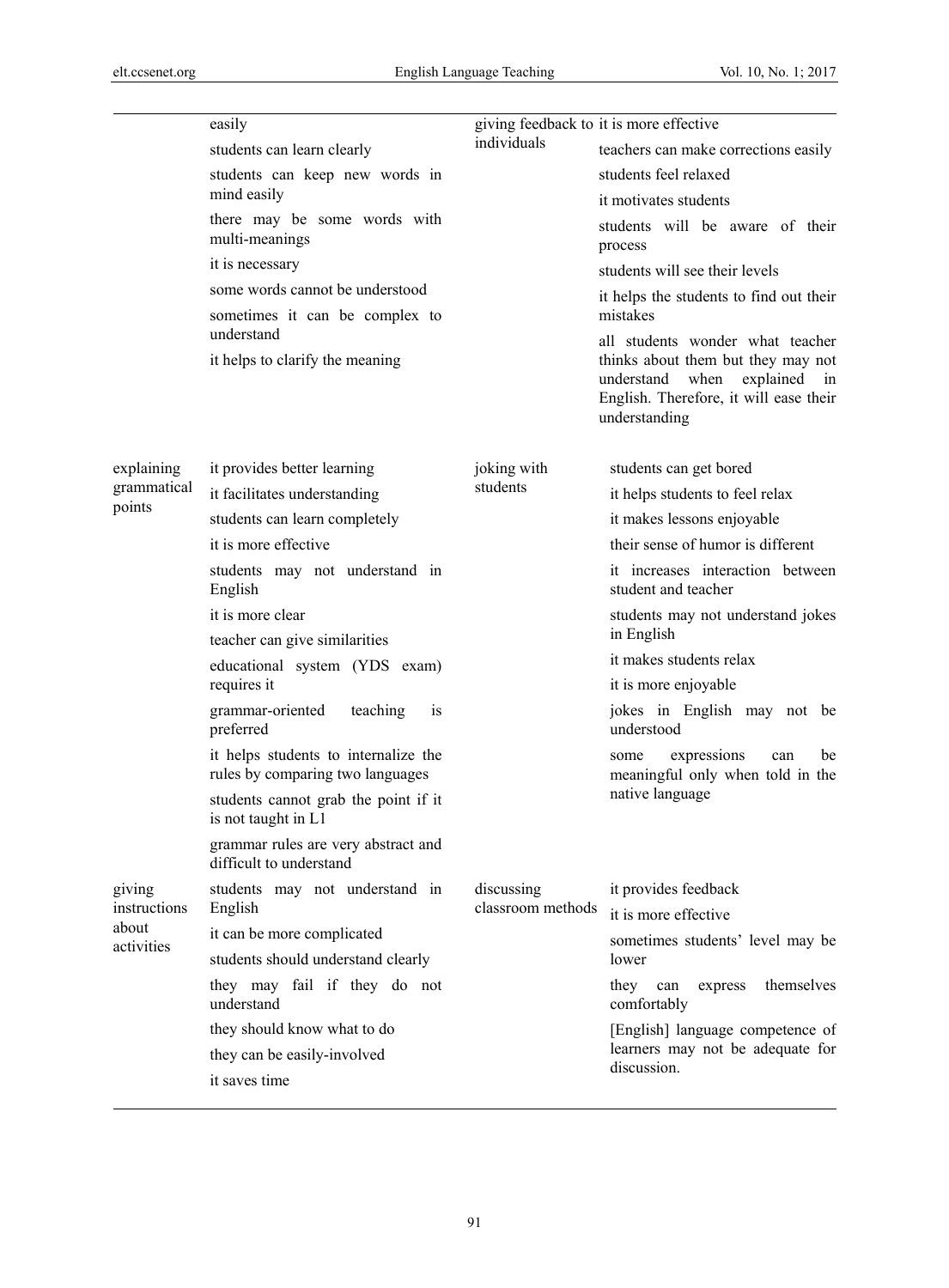| | | | |
|---|---|---|---|
| | easily<br>students can learn clearly<br>students can keep new words in mind easily<br>there may be some words with multi-meanings<br>it is necessary<br>some words cannot be understood<br>sometimes it can be complex to understand<br>it helps to clarify the meaning | giving feedback to individuals | it is more effective<br>teachers can make corrections easily<br>students feel relaxed<br>it motivates students<br>students will be aware of their process<br>students will see their levels<br>it helps the students to find out their mistakes<br>all students wonder what teacher thinks about them but they may not understand when explained in English. Therefore, it will ease their understanding |
| explaining grammatical points | it provides better learning<br>it facilitates understanding<br>students can learn completely<br>it is more effective<br>students may not understand in English<br>it is more clear<br>teacher can give similarities<br>educational system (YDS exam) requires it<br>grammar-oriented teaching is preferred<br>it helps students to internalize the rules by comparing two languages<br>students cannot grab the point if it is not taught in L1<br>grammar rules are very abstract and difficult to understand | joking with students | students can get bored<br>it helps students to feel relax<br>it makes lessons enjoyable<br>their sense of humor is different<br>it increases interaction between student and teacher<br>students may not understand jokes in English<br>it makes students relax<br>it is more enjoyable<br>jokes in English may not be understood<br>some expressions can be meaningful only when told in the native language |
| giving instructions about activities | students may not understand in English<br>it can be more complicated<br>students should understand clearly<br>they may fail if they do not understand<br>they should know what to do<br>they can be easily-involved<br>it saves time | discussing classroom methods | it provides feedback<br>it is more effective<br>sometimes students' level may be lower<br>they can express themselves comfortably<br>[English] language competence of learners may not be adequate for discussion. |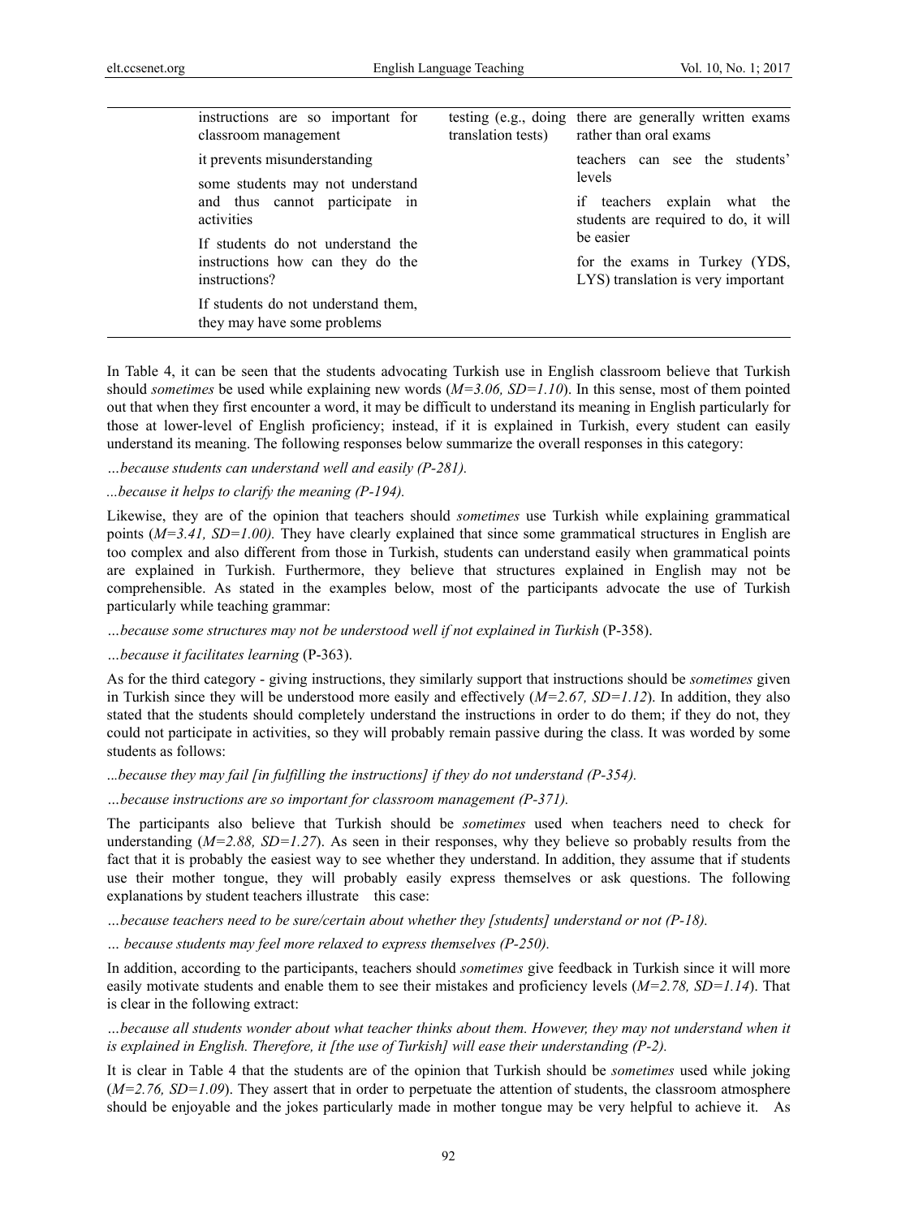| | | |
|---|---|---|
| instructions are so important for classroom management<br><br>it prevents misunderstanding<br><br>some students may not understand and thus cannot participate in activities<br><br>If students do not understand the instructions how can they do the instructions?<br><br>If students do not understand them, they may have some problems | testing (e.g., doing translation tests) | there are generally written exams rather than oral exams<br><br>teachers can see the students' levels<br><br>if teachers explain what the students are required to do, it will be easier<br><br>for the exams in Turkey (YDS, LYS) translation is very important |

In Table 4, it can be seen that the students advocating Turkish use in English classroom believe that Turkish should *sometimes* be used while explaining new words (*M=3.06, SD=1.10*). In this sense, most of them pointed out that when they first encounter a word, it may be difficult to understand its meaning in English particularly for those at lower-level of English proficiency; instead, if it is explained in Turkish, every student can easily understand its meaning. The following responses below summarize the overall responses in this category:

*…because students can understand well and easily (P-281).*

*...because it helps to clarify the meaning (P-194).*

Likewise, they are of the opinion that teachers should *sometimes* use Turkish while explaining grammatical points (*M=3.41, SD=1.00).* They have clearly explained that since some grammatical structures in English are too complex and also different from those in Turkish, students can understand easily when grammatical points are explained in Turkish. Furthermore, they believe that structures explained in English may not be comprehensible. As stated in the examples below, most of the participants advocate the use of Turkish particularly while teaching grammar:

*…because some structures may not be understood well if not explained in Turkish* (P-358).

*…because it facilitates learning* (P-363).

As for the third category - giving instructions, they similarly support that instructions should be *sometimes* given in Turkish since they will be understood more easily and effectively (*M=2.67, SD=1.12*). In addition, they also stated that the students should completely understand the instructions in order to do them; if they do not, they could not participate in activities, so they will probably remain passive during the class. It was worded by some students as follows:

*...because they may fail [in fulfilling the instructions] if they do not understand (P-354).*

*…because instructions are so important for classroom management (P-371).*

The participants also believe that Turkish should be *sometimes* used when teachers need to check for understanding (*M=2.88, SD=1.27*). As seen in their responses, why they believe so probably results from the fact that it is probably the easiest way to see whether they understand. In addition, they assume that if students use their mother tongue, they will probably easily express themselves or ask questions. The following explanations by student teachers illustrate this case:

*…because teachers need to be sure/certain about whether they [students] understand or not (P-18).*

*… because students may feel more relaxed to express themselves (P-250).*

In addition, according to the participants, teachers should *sometimes* give feedback in Turkish since it will more easily motivate students and enable them to see their mistakes and proficiency levels (*M=2.78, SD=1.14*). That is clear in the following extract:

*…because all students wonder about what teacher thinks about them. However, they may not understand when it is explained in English. Therefore, it [the use of Turkish] will ease their understanding (P-2).*

It is clear in Table 4 that the students are of the opinion that Turkish should be *sometimes* used while joking (*M=2.76, SD=1.09*). They assert that in order to perpetuate the attention of students, the classroom atmosphere should be enjoyable and the jokes particularly made in mother tongue may be very helpful to achieve it. As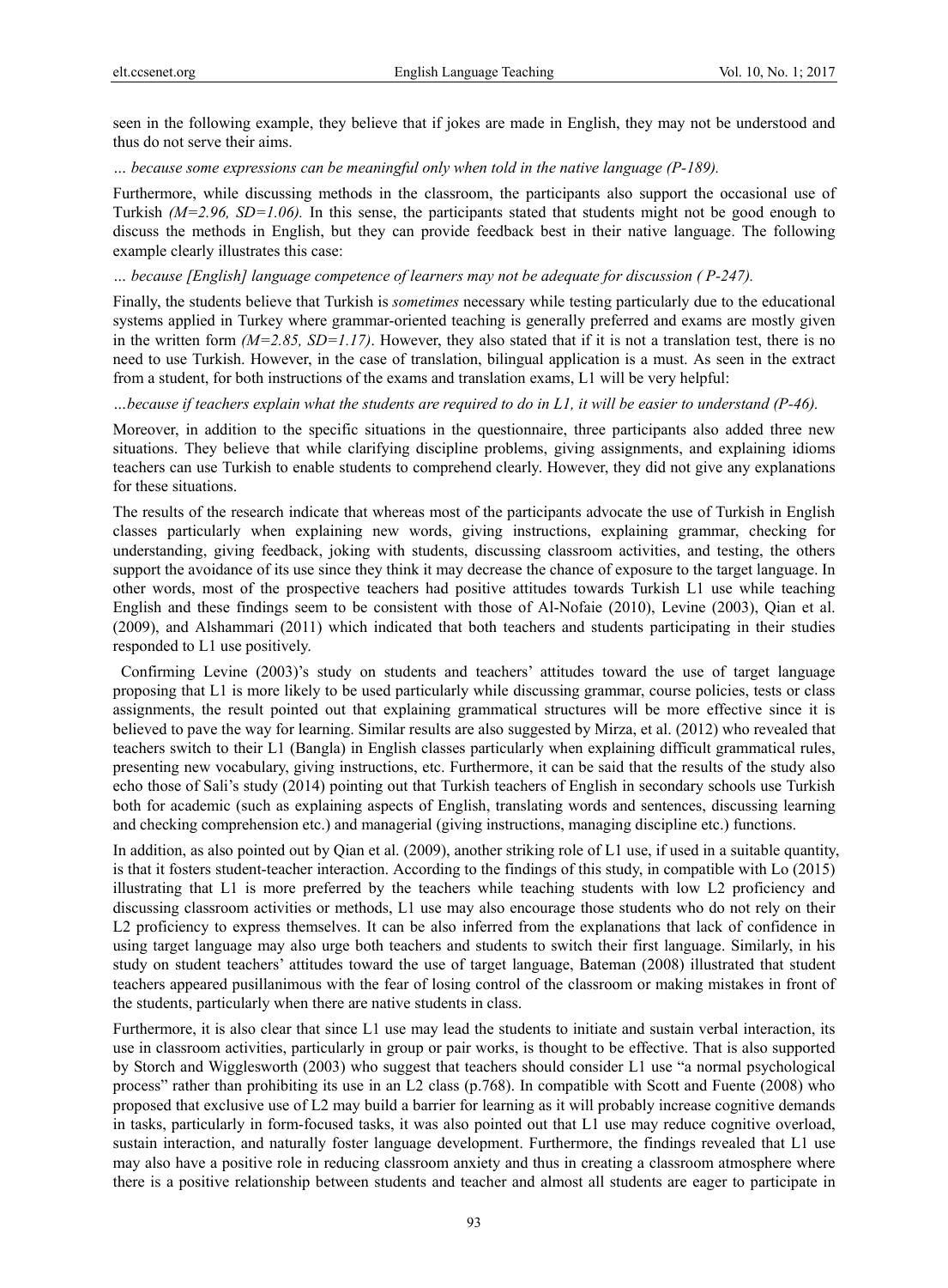seen in the following example, they believe that if jokes are made in English, they may not be understood and thus do not serve their aims.

*… because some expressions can be meaningful only when told in the native language (P-189).*

Furthermore, while discussing methods in the classroom, the participants also support the occasional use of Turkish *(M=2.96, SD=1.06).* In this sense, the participants stated that students might not be good enough to discuss the methods in English, but they can provide feedback best in their native language. The following example clearly illustrates this case:

*… because [English] language competence of learners may not be adequate for discussion ( P-247).*

Finally, the students believe that Turkish is *sometimes* necessary while testing particularly due to the educational systems applied in Turkey where grammar-oriented teaching is generally preferred and exams are mostly given in the written form *(M=2.85, SD=1.17)*. However, they also stated that if it is not a translation test, there is no need to use Turkish. However, in the case of translation, bilingual application is a must. As seen in the extract from a student, for both instructions of the exams and translation exams, L1 will be very helpful:

*…because if teachers explain what the students are required to do in L1, it will be easier to understand (P-46).*

Moreover, in addition to the specific situations in the questionnaire, three participants also added three new situations. They believe that while clarifying discipline problems, giving assignments, and explaining idioms teachers can use Turkish to enable students to comprehend clearly. However, they did not give any explanations for these situations.

The results of the research indicate that whereas most of the participants advocate the use of Turkish in English classes particularly when explaining new words, giving instructions, explaining grammar, checking for understanding, giving feedback, joking with students, discussing classroom activities, and testing, the others support the avoidance of its use since they think it may decrease the chance of exposure to the target language. In other words, most of the prospective teachers had positive attitudes towards Turkish L1 use while teaching English and these findings seem to be consistent with those of Al-Nofaie (2010), Levine (2003), Qian et al. (2009), and Alshammari (2011) which indicated that both teachers and students participating in their studies responded to L1 use positively.

Confirming Levine (2003)'s study on students and teachers' attitudes toward the use of target language proposing that L1 is more likely to be used particularly while discussing grammar, course policies, tests or class assignments, the result pointed out that explaining grammatical structures will be more effective since it is believed to pave the way for learning. Similar results are also suggested by Mirza, et al. (2012) who revealed that teachers switch to their L1 (Bangla) in English classes particularly when explaining difficult grammatical rules, presenting new vocabulary, giving instructions, etc. Furthermore, it can be said that the results of the study also echo those of Sali's study (2014) pointing out that Turkish teachers of English in secondary schools use Turkish both for academic (such as explaining aspects of English, translating words and sentences, discussing learning and checking comprehension etc.) and managerial (giving instructions, managing discipline etc.) functions.

In addition, as also pointed out by Qian et al. (2009), another striking role of L1 use, if used in a suitable quantity, is that it fosters student-teacher interaction. According to the findings of this study, in compatible with Lo (2015) illustrating that L1 is more preferred by the teachers while teaching students with low L2 proficiency and discussing classroom activities or methods, L1 use may also encourage those students who do not rely on their L2 proficiency to express themselves. It can be also inferred from the explanations that lack of confidence in using target language may also urge both teachers and students to switch their first language. Similarly, in his study on student teachers' attitudes toward the use of target language, Bateman (2008) illustrated that student teachers appeared pusillanimous with the fear of losing control of the classroom or making mistakes in front of the students, particularly when there are native students in class.

Furthermore, it is also clear that since L1 use may lead the students to initiate and sustain verbal interaction, its use in classroom activities, particularly in group or pair works, is thought to be effective. That is also supported by Storch and Wigglesworth (2003) who suggest that teachers should consider L1 use "a normal psychological process" rather than prohibiting its use in an L2 class (p.768). In compatible with Scott and Fuente (2008) who proposed that exclusive use of L2 may build a barrier for learning as it will probably increase cognitive demands in tasks, particularly in form-focused tasks, it was also pointed out that L1 use may reduce cognitive overload, sustain interaction, and naturally foster language development. Furthermore, the findings revealed that L1 use may also have a positive role in reducing classroom anxiety and thus in creating a classroom atmosphere where there is a positive relationship between students and teacher and almost all students are eager to participate in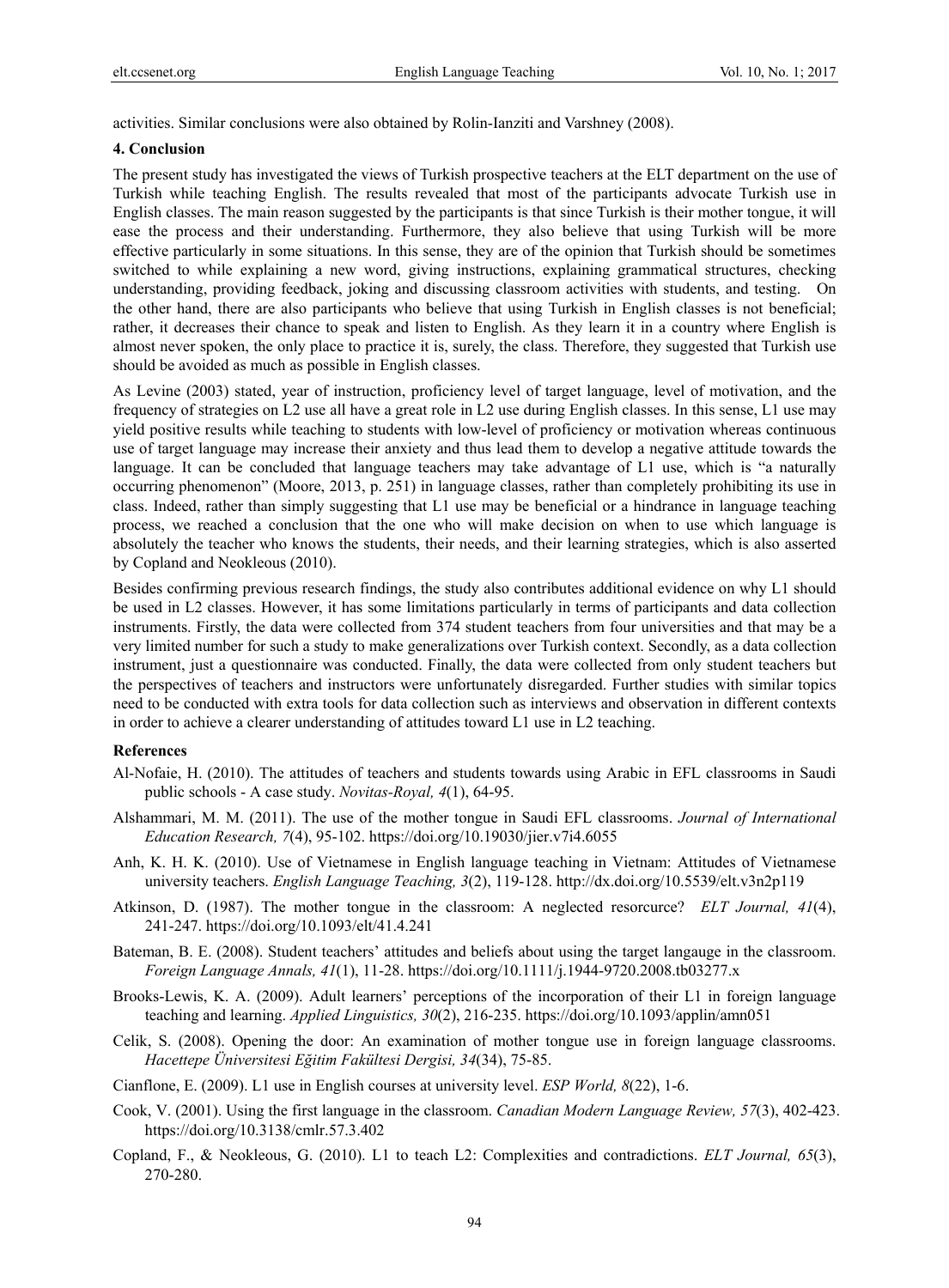activities. Similar conclusions were also obtained by Rolin-Ianziti and Varshney (2008).

## 4. Conclusion

The present study has investigated the views of Turkish prospective teachers at the ELT department on the use of Turkish while teaching English. The results revealed that most of the participants advocate Turkish use in English classes. The main reason suggested by the participants is that since Turkish is their mother tongue, it will ease the process and their understanding. Furthermore, they also believe that using Turkish will be more effective particularly in some situations. In this sense, they are of the opinion that Turkish should be sometimes switched to while explaining a new word, giving instructions, explaining grammatical structures, checking understanding, providing feedback, joking and discussing classroom activities with students, and testing. On the other hand, there are also participants who believe that using Turkish in English classes is not beneficial; rather, it decreases their chance to speak and listen to English. As they learn it in a country where English is almost never spoken, the only place to practice it is, surely, the class. Therefore, they suggested that Turkish use should be avoided as much as possible in English classes.

As Levine (2003) stated, year of instruction, proficiency level of target language, level of motivation, and the frequency of strategies on L2 use all have a great role in L2 use during English classes. In this sense, L1 use may yield positive results while teaching to students with low-level of proficiency or motivation whereas continuous use of target language may increase their anxiety and thus lead them to develop a negative attitude towards the language. It can be concluded that language teachers may take advantage of L1 use, which is "a naturally occurring phenomenon" (Moore, 2013, p. 251) in language classes, rather than completely prohibiting its use in class. Indeed, rather than simply suggesting that L1 use may be beneficial or a hindrance in language teaching process, we reached a conclusion that the one who will make decision on when to use which language is absolutely the teacher who knows the students, their needs, and their learning strategies, which is also asserted by Copland and Neokleous (2010).

Besides confirming previous research findings, the study also contributes additional evidence on why L1 should be used in L2 classes. However, it has some limitations particularly in terms of participants and data collection instruments. Firstly, the data were collected from 374 student teachers from four universities and that may be a very limited number for such a study to make generalizations over Turkish context. Secondly, as a data collection instrument, just a questionnaire was conducted. Finally, the data were collected from only student teachers but the perspectives of teachers and instructors were unfortunately disregarded. Further studies with similar topics need to be conducted with extra tools for data collection such as interviews and observation in different contexts in order to achieve a clearer understanding of attitudes toward L1 use in L2 teaching.

## References

Al-Nofaie, H. (2010). The attitudes of teachers and students towards using Arabic in EFL classrooms in Saudi public schools - A case study. *Novitas-Royal, 4*(1), 64-95.

Alshammari, M. M. (2011). The use of the mother tongue in Saudi EFL classrooms. *Journal of International Education Research, 7*(4), 95-102. https://doi.org/10.19030/jier.v7i4.6055

Anh, K. H. K. (2010). Use of Vietnamese in English language teaching in Vietnam: Attitudes of Vietnamese university teachers. *English Language Teaching, 3*(2), 119-128. http://dx.doi.org/10.5539/elt.v3n2p119

Atkinson, D. (1987). The mother tongue in the classroom: A neglected resorcurce? *ELT Journal, 41*(4), 241-247. https://doi.org/10.1093/elt/41.4.241

Bateman, B. E. (2008). Student teachers' attitudes and beliefs about using the target langauge in the classroom. *Foreign Language Annals, 41*(1), 11-28. https://doi.org/10.1111/j.1944-9720.2008.tb03277.x

Brooks-Lewis, K. A. (2009). Adult learners' perceptions of the incorporation of their L1 in foreign language teaching and learning. *Applied Linguistics, 30*(2), 216-235. https://doi.org/10.1093/applin/amn051

Celik, S. (2008). Opening the door: An examination of mother tongue use in foreign language classrooms. *Hacettepe Üniversitesi Eğitim Fakültesi Dergisi, 34*(34), 75-85.

Cianflone, E. (2009). L1 use in English courses at university level. *ESP World, 8*(22), 1-6.

Cook, V. (2001). Using the first language in the classroom. *Canadian Modern Language Review, 57*(3), 402-423. https://doi.org/10.3138/cmlr.57.3.402

Copland, F., & Neokleous, G. (2010). L1 to teach L2: Complexities and contradictions. *ELT Journal, 65*(3), 270-280.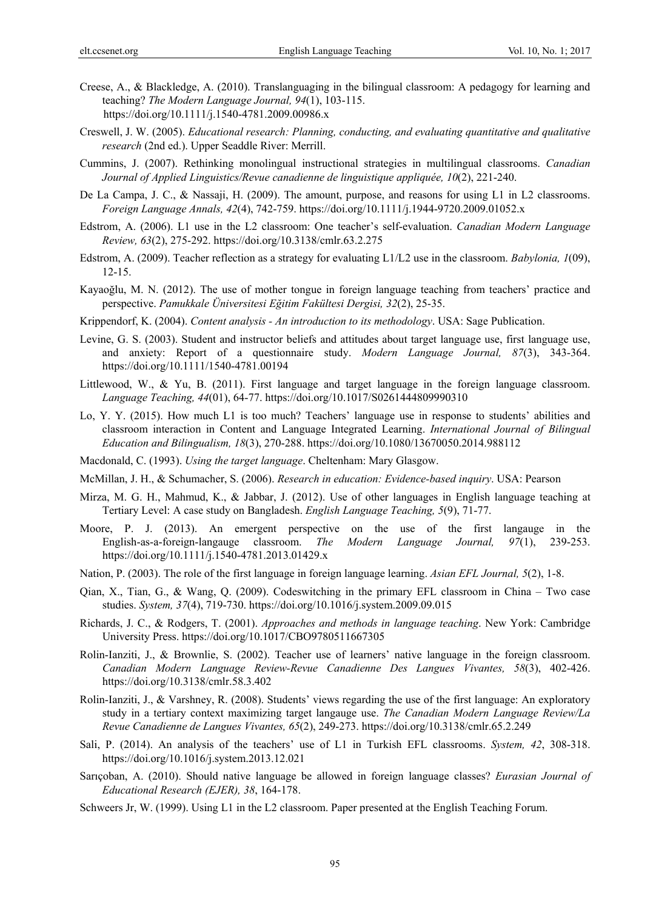Creese, A., & Blackledge, A. (2010). Translanguaging in the bilingual classroom: A pedagogy for learning and teaching? *The Modern Language Journal, 94*(1), 103-115. https://doi.org/10.1111/j.1540-4781.2009.00986.x

Creswell, J. W. (2005). *Educational research: Planning, conducting, and evaluating quantitative and qualitative research* (2nd ed.). Upper Seaddle River: Merrill.

Cummins, J. (2007). Rethinking monolingual instructional strategies in multilingual classrooms. *Canadian Journal of Applied Linguistics/Revue canadienne de linguistique appliquée, 10*(2), 221-240.

De La Campa, J. C., & Nassaji, H. (2009). The amount, purpose, and reasons for using L1 in L2 classrooms. *Foreign Language Annals, 42*(4), 742-759. https://doi.org/10.1111/j.1944-9720.2009.01052.x

Edstrom, A. (2006). L1 use in the L2 classroom: One teacher's self-evaluation. *Canadian Modern Language Review, 63*(2), 275-292. https://doi.org/10.3138/cmlr.63.2.275

Edstrom, A. (2009). Teacher reflection as a strategy for evaluating L1/L2 use in the classroom. *Babylonia, 1*(09), 12-15.

Kayaoğlu, M. N. (2012). The use of mother tongue in foreign language teaching from teachers' practice and perspective. *Pamukkale Üniversitesi Eğitim Fakültesi Dergisi, 32*(2), 25-35.

Krippendorf, K. (2004). *Content analysis - An introduction to its methodology*. USA: Sage Publication.

Levine, G. S. (2003). Student and instructor beliefs and attitudes about target language use, first language use, and anxiety: Report of a questionnaire study. *Modern Language Journal, 87*(3), 343-364. https://doi.org/10.1111/1540-4781.00194

Littlewood, W., & Yu, B. (2011). First language and target language in the foreign language classroom. *Language Teaching, 44*(01), 64-77. https://doi.org/10.1017/S0261444809990310

Lo, Y. Y. (2015). How much L1 is too much? Teachers' language use in response to students' abilities and classroom interaction in Content and Language Integrated Learning. *International Journal of Bilingual Education and Bilingualism, 18*(3), 270-288. https://doi.org/10.1080/13670050.2014.988112

Macdonald, C. (1993). *Using the target language*. Cheltenham: Mary Glasgow.

McMillan, J. H., & Schumacher, S. (2006). *Research in education: Evidence-based inquiry*. USA: Pearson

Mirza, M. G. H., Mahmud, K., & Jabbar, J. (2012). Use of other languages in English language teaching at Tertiary Level: A case study on Bangladesh. *English Language Teaching, 5*(9), 71-77.

Moore, P. J. (2013). An emergent perspective on the use of the first langauge in the English-as-a-foreign-langauge classroom. *The Modern Language Journal, 97*(1), 239-253. https://doi.org/10.1111/j.1540-4781.2013.01429.x

Nation, P. (2003). The role of the first language in foreign language learning. *Asian EFL Journal, 5*(2), 1-8.

Qian, X., Tian, G., & Wang, Q. (2009). Codeswitching in the primary EFL classroom in China – Two case studies. *System, 37*(4), 719-730. https://doi.org/10.1016/j.system.2009.09.015

Richards, J. C., & Rodgers, T. (2001). *Approaches and methods in language teaching*. New York: Cambridge University Press. https://doi.org/10.1017/CBO9780511667305

Rolin-Ianziti, J., & Brownlie, S. (2002). Teacher use of learners' native language in the foreign classroom. *Canadian Modern Language Review-Revue Canadienne Des Langues Vivantes, 58*(3), 402-426. https://doi.org/10.3138/cmlr.58.3.402

Rolin-Ianziti, J., & Varshney, R. (2008). Students' views regarding the use of the first language: An exploratory study in a tertiary context maximizing target langauge use. *The Canadian Modern Language Review/La Revue Canadienne de Langues Vivantes, 65*(2), 249-273. https://doi.org/10.3138/cmlr.65.2.249

Sali, P. (2014). An analysis of the teachers' use of L1 in Turkish EFL classrooms. *System, 42*, 308-318. https://doi.org/10.1016/j.system.2013.12.021

Sarıçoban, A. (2010). Should native language be allowed in foreign language classes? *Eurasian Journal of Educational Research (EJER), 38*, 164-178.

Schweers Jr, W. (1999). Using L1 in the L2 classroom. Paper presented at the English Teaching Forum.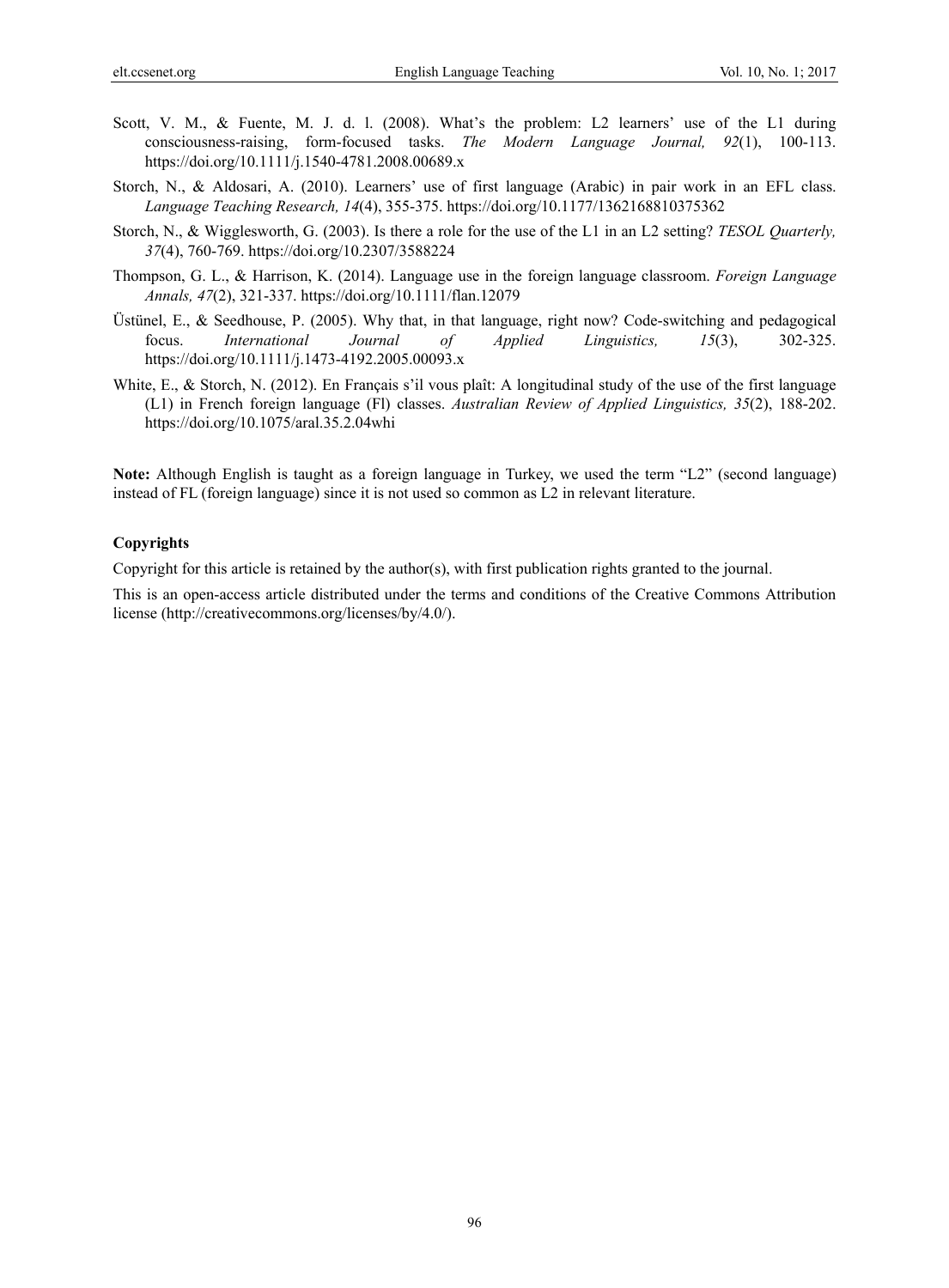Scott, V. M., & Fuente, M. J. d. l. (2008). What's the problem: L2 learners' use of the L1 during consciousness-raising, form-focused tasks. *The Modern Language Journal, 92*(1), 100-113. https://doi.org/10.1111/j.1540-4781.2008.00689.x

Storch, N., & Aldosari, A. (2010). Learners' use of first language (Arabic) in pair work in an EFL class. *Language Teaching Research, 14*(4), 355-375. https://doi.org/10.1177/1362168810375362

Storch, N., & Wigglesworth, G. (2003). Is there a role for the use of the L1 in an L2 setting? *TESOL Quarterly, 37*(4), 760-769. https://doi.org/10.2307/3588224

Thompson, G. L., & Harrison, K. (2014). Language use in the foreign language classroom. *Foreign Language Annals, 47*(2), 321-337. https://doi.org/10.1111/flan.12079

Üstünel, E., & Seedhouse, P. (2005). Why that, in that language, right now? Code-switching and pedagogical focus. *International Journal of Applied Linguistics, 15*(3), 302-325. https://doi.org/10.1111/j.1473-4192.2005.00093.x

White, E., & Storch, N. (2012). En Français s'il vous plaît: A longitudinal study of the use of the first language (L1) in French foreign language (Fl) classes. *Australian Review of Applied Linguistics, 35*(2), 188-202. https://doi.org/10.1075/aral.35.2.04whi

**Note:** Although English is taught as a foreign language in Turkey, we used the term "L2" (second language) instead of FL (foreign language) since it is not used so common as L2 in relevant literature.

**Copyrights**

Copyright for this article is retained by the author(s), with first publication rights granted to the journal.

This is an open-access article distributed under the terms and conditions of the Creative Commons Attribution license (http://creativecommons.org/licenses/by/4.0/).